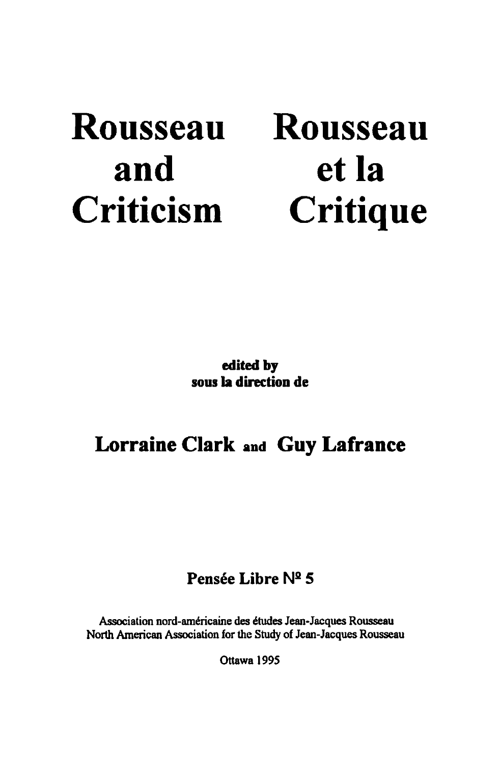# Rousseau and Criticism

# Rousseau et la Critique

**edited by**
**sous la direction de**

## Lorraine Clark and Guy Lafrance

**Pensée Libre Nº 5**

Association nord-américaine des études Jean-Jacques Rousseau
North American Association for the Study of Jean-Jacques Rousseau

Ottawa 1995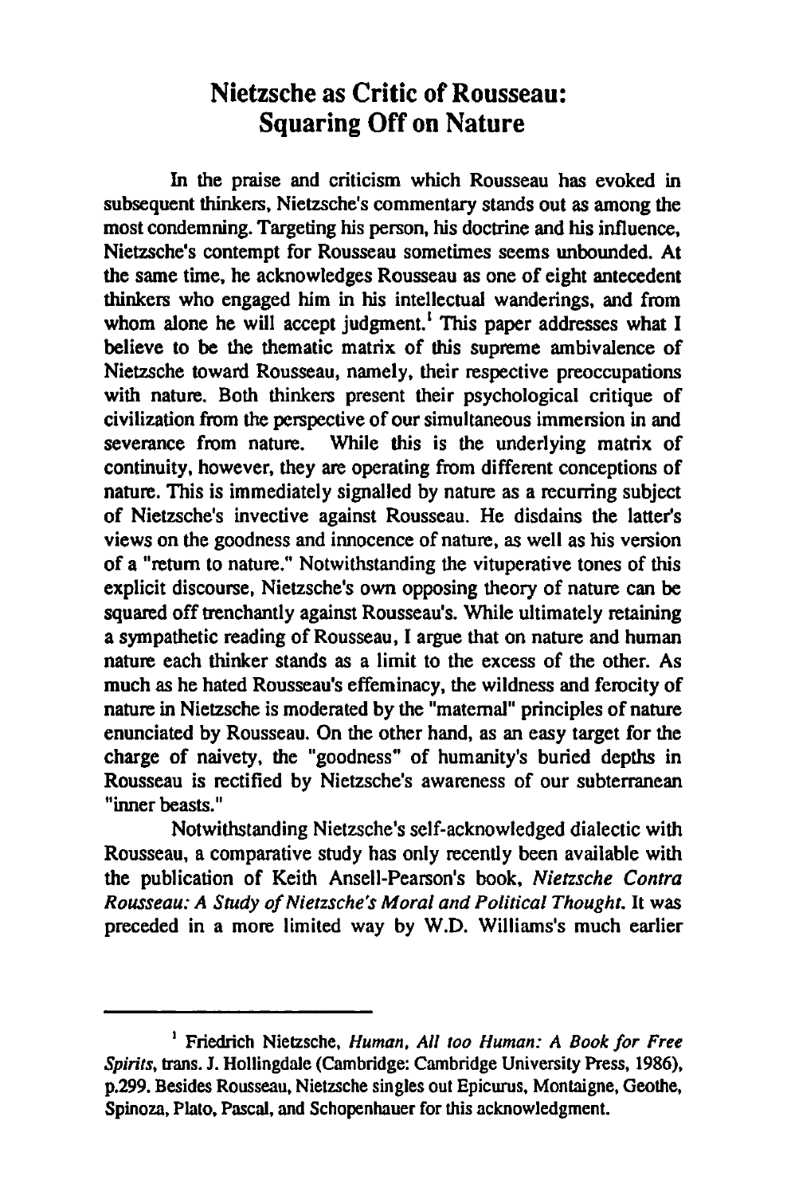# Nietzsche as Critic of Rousseau: Squaring Off on Nature

In the praise and criticism which Rousseau has evoked in subsequent thinkers, Nietzsche's commentary stands out as among the most condemning. Targeting his person, his doctrine and his influence, Nietzsche's contempt for Rousseau sometimes seems unbounded. At the same time, he acknowledges Rousseau as one of eight antecedent thinkers who engaged him in his intellectual wanderings, and from whom alone he will accept judgment.[1] This paper addresses what I believe to be the thematic matrix of this supreme ambivalence of Nietzsche toward Rousseau, namely, their respective preoccupations with nature. Both thinkers present their psychological critique of civilization from the perspective of our simultaneous immersion in and severance from nature. While this is the underlying matrix of continuity, however, they are operating from different conceptions of nature. This is immediately signalled by nature as a recurring subject of Nietzsche's invective against Rousseau. He disdains the latter's views on the goodness and innocence of nature, as well as his version of a "return to nature." Notwithstanding the vituperative tones of this explicit discourse, Nietzsche's own opposing theory of nature can be squared off trenchantly against Rousseau's. While ultimately retaining a sympathetic reading of Rousseau, I argue that on nature and human nature each thinker stands as a limit to the excess of the other. As much as he hated Rousseau's effeminacy, the wildness and ferocity of nature in Nietzsche is moderated by the "maternal" principles of nature enunciated by Rousseau. On the other hand, as an easy target for the charge of naivety, the "goodness" of humanity's buried depths in Rousseau is rectified by Nietzsche's awareness of our subterranean "inner beasts."

Notwithstanding Nietzsche's self-acknowledged dialectic with Rousseau, a comparative study has only recently been available with the publication of Keith Ansell-Pearson's book, *Nietzsche Contra Rousseau: A Study of Nietzsche's Moral and Political Thought.* It was preceded in a more limited way by W.D. Williams's much earlier

---

[1] Friedrich Nietzsche, *Human, All too Human: A Book for Free Spirits*, trans. J. Hollingdale (Cambridge: Cambridge University Press, 1986), p.299. Besides Rousseau, Nietzsche singles out Epicurus, Montaigne, Geothe, Spinoza, Plato, Pascal, and Schopenhauer for this acknowledgment.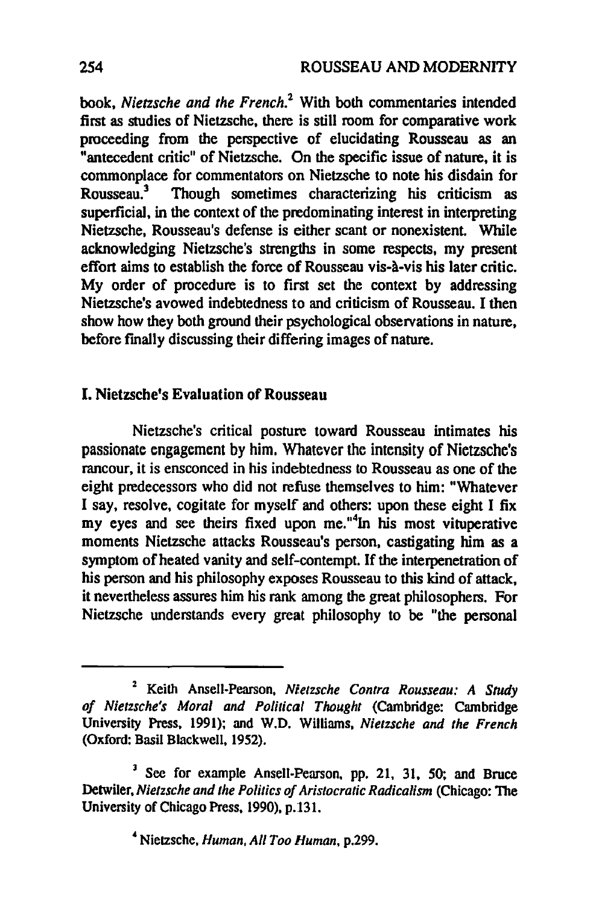book, *Nietzsche and the French*.[2] With both commentaries intended first as studies of Nietzsche, there is still room for comparative work proceeding from the perspective of elucidating Rousseau as an "antecedent critic" of Nietzsche. On the specific issue of nature, it is commonplace for commentators on Nietzsche to note his disdain for Rousseau.[3] Though sometimes characterizing his criticism as superficial, in the context of the predominating interest in interpreting Nietzsche, Rousseau's defense is either scant or nonexistent. While acknowledging Nietzsche's strengths in some respects, my present effort aims to establish the force of Rousseau vis-à-vis his later critic. My order of procedure is to first set the context by addressing Nietzsche's avowed indebtedness to and criticism of Rousseau. I then show how they both ground their psychological observations in nature, before finally discussing their differing images of nature.

## I. Nietzsche's Evaluation of Rousseau

Nietzsche's critical posture toward Rousseau intimates his passionate engagement by him. Whatever the intensity of Nietzsche's rancour, it is ensconced in his indebtedness to Rousseau as one of the eight predecessors who did not refuse themselves to him: "Whatever I say, resolve, cogitate for myself and others: upon these eight I fix my eyes and see theirs fixed upon me."[4]In his most vituperative moments Nietzsche attacks Rousseau's person, castigating him as a symptom of heated vanity and self-contempt. If the interpenetration of his person and his philosophy exposes Rousseau to this kind of attack, it nevertheless assures him his rank among the great philosophers. For Nietzsche understands every great philosophy to be "the personal

---

[2] Keith Ansell-Pearson, *Nietzsche Contra Rousseau: A Study of Nietzsche's Moral and Political Thought* (Cambridge: Cambridge University Press, 1991); and W.D. Williams, *Nietzsche and the French* (Oxford: Basil Blackwell, 1952).

[3] See for example Ansell-Pearson, pp. 21, 31, 50; and Bruce Detwiler, *Nietzsche and the Politics of Aristocratic Radicalism* (Chicago: The University of Chicago Press, 1990), p.131.

[4] Nietzsche, *Human, All Too Human*, p.299.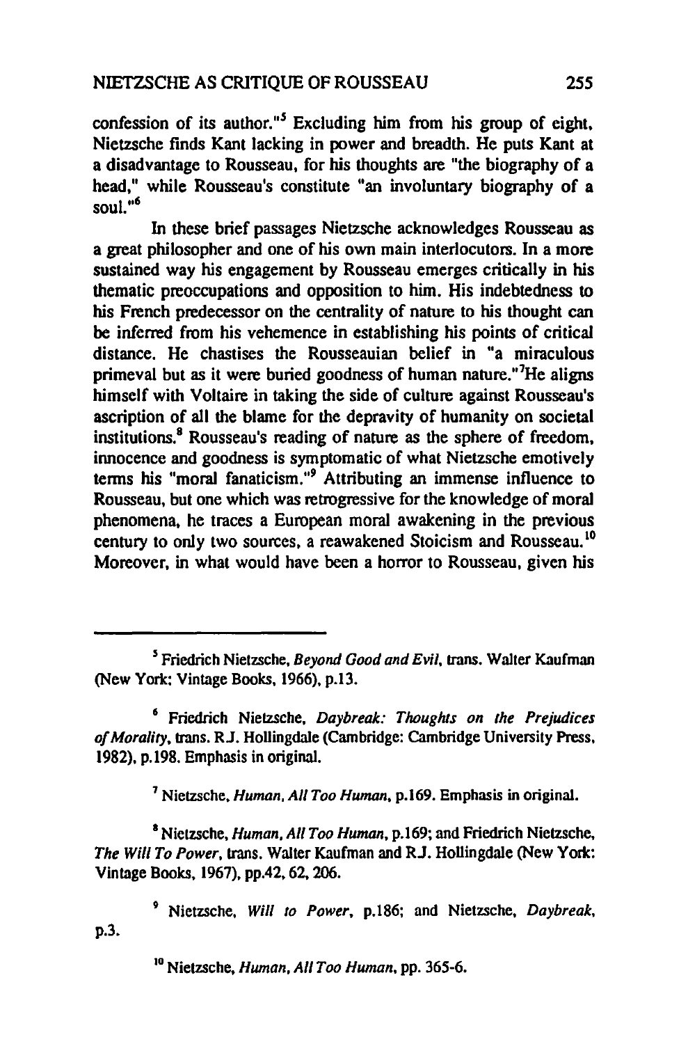confession of its author."[5] Excluding him from his group of eight, Nietzsche finds Kant lacking in power and breadth. He puts Kant at a disadvantage to Rousseau, for his thoughts are "the biography of a head," while Rousseau's constitute "an involuntary biography of a soul."[6]

In these brief passages Nietzsche acknowledges Rousseau as a great philosopher and one of his own main interlocutors. In a more sustained way his engagement by Rousseau emerges critically in his thematic preoccupations and opposition to him. His indebtedness to his French predecessor on the centrality of nature to his thought can be inferred from his vehemence in establishing his points of critical distance. He chastises the Rousseauian belief in "a miraculous primeval but as it were buried goodness of human nature."[7] He aligns himself with Voltaire in taking the side of culture against Rousseau's ascription of all the blame for the depravity of humanity on societal institutions.[8] Rousseau's reading of nature as the sphere of freedom, innocence and goodness is symptomatic of what Nietzsche emotively terms his "moral fanaticism."[9] Attributing an immense influence to Rousseau, but one which was retrogressive for the knowledge of moral phenomena, he traces a European moral awakening in the previous century to only two sources, a reawakened Stoicism and Rousseau.[10] Moreover, in what would have been a horror to Rousseau, given his

---

[5] Friedrich Nietzsche, *Beyond Good and Evil*, trans. Walter Kaufman (New York: Vintage Books, 1966), p.13.

[6] Friedrich Nietzsche, *Daybreak: Thoughts on the Prejudices of Morality*, trans. R.J. Hollingdale (Cambridge: Cambridge University Press, 1982), p.198. Emphasis in original.

[7] Nietzsche, *Human, All Too Human*, p.169. Emphasis in original.

[8] Nietzsche, *Human, All Too Human*, p.169; and Friedrich Nietzsche, *The Will To Power*, trans. Walter Kaufman and R.J. Hollingdale (New York: Vintage Books, 1967), pp.42, 62, 206.

[9] Nietzsche, *Will to Power*, p.186; and Nietzsche, *Daybreak*, p.3.

[10] Nietzsche, *Human, All Too Human*, pp. 365-6.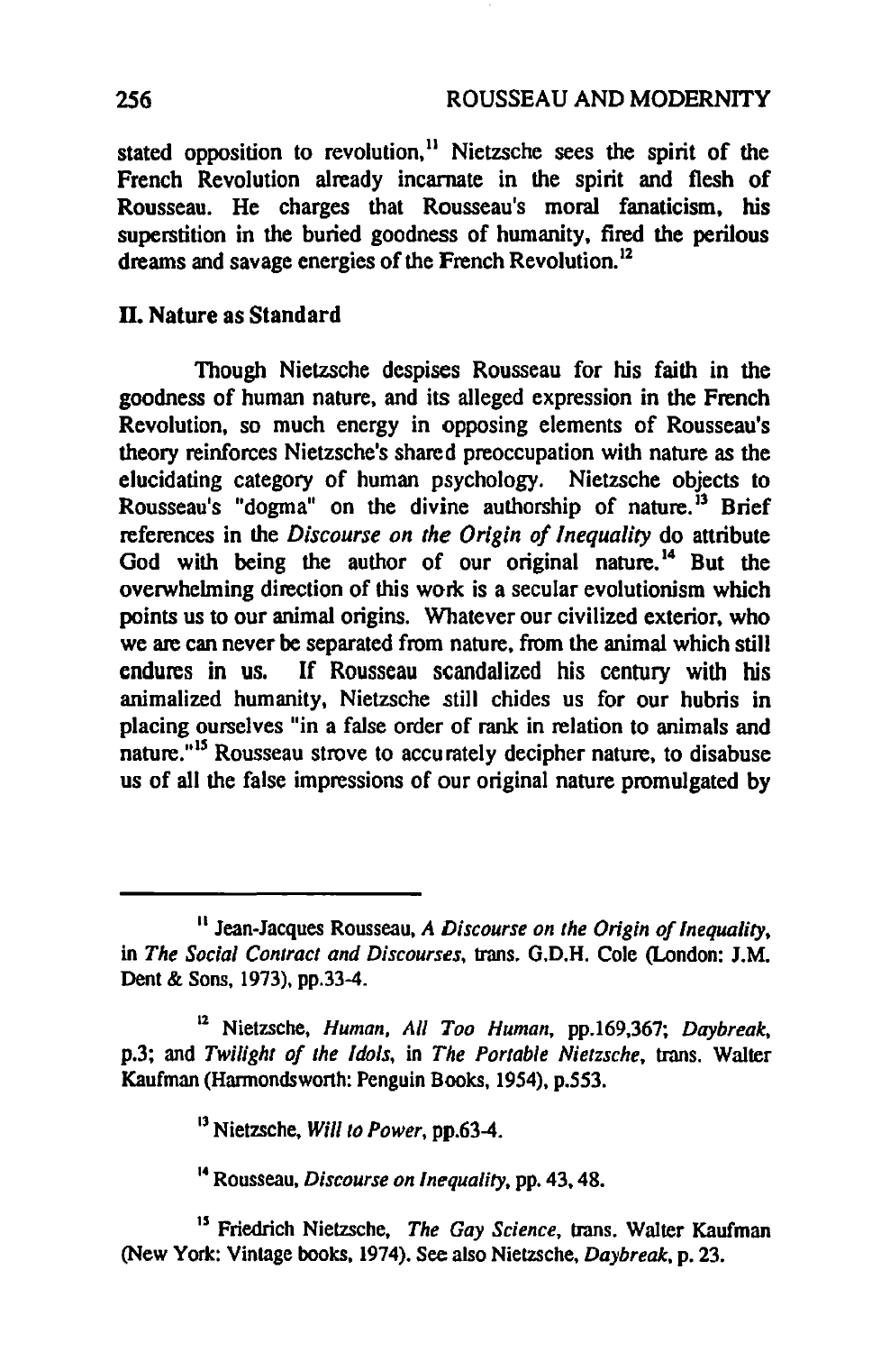stated opposition to revolution,[11] Nietzsche sees the spirit of the French Revolution already incarnate in the spirit and flesh of Rousseau. He charges that Rousseau's moral fanaticism, his superstition in the buried goodness of humanity, fired the perilous dreams and savage energies of the French Revolution.[12]

## II. Nature as Standard

Though Nietzsche despises Rousseau for his faith in the goodness of human nature, and its alleged expression in the French Revolution, so much energy in opposing elements of Rousseau's theory reinforces Nietzsche's shared preoccupation with nature as the elucidating category of human psychology. Nietzsche objects to Rousseau's "dogma" on the divine authorship of nature.[13] Brief references in the *Discourse on the Origin of Inequality* do attribute God with being the author of our original nature.[14] But the overwhelming direction of this work is a secular evolutionism which points us to our animal origins. Whatever our civilized exterior, who we are can never be separated from nature, from the animal which still endures in us. If Rousseau scandalized his century with his animalized humanity, Nietzsche still chides us for our hubris in placing ourselves "in a false order of rank in relation to animals and nature."[15] Rousseau strove to accurately decipher nature, to disabuse us of all the false impressions of our original nature promulgated by

---

[11] Jean-Jacques Rousseau, *A Discourse on the Origin of Inequality*, in *The Social Contract and Discourses*, trans. G.D.H. Cole (London: J.M. Dent & Sons, 1973), pp.33-4.

[12] Nietzsche, *Human, All Too Human*, pp.169,367; *Daybreak*, p.3; and *Twilight of the Idols*, in *The Portable Nietzsche*, trans. Walter Kaufman (Harmondsworth: Penguin Books, 1954), p.553.

[13] Nietzsche, *Will to Power*, pp.63-4.

[14] Rousseau, *Discourse on Inequality*, pp. 43, 48.

[15] Friedrich Nietzsche, *The Gay Science*, trans. Walter Kaufman (New York: Vintage books, 1974). See also Nietzsche, *Daybreak*, p. 23.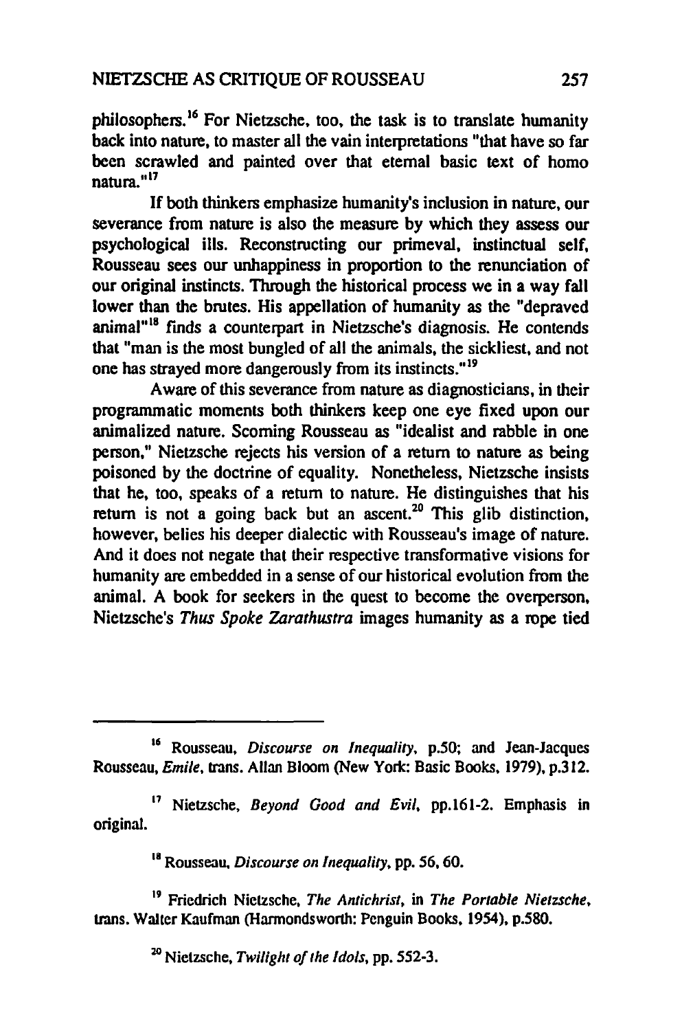philosophers.[16] For Nietzsche, too, the task is to translate humanity back into nature, to master all the vain interpretations "that have so far been scrawled and painted over that eternal basic text of homo natura."[17]

If both thinkers emphasize humanity's inclusion in nature, our severance from nature is also the measure by which they assess our psychological ills. Reconstructing our primeval, instinctual self, Rousseau sees our unhappiness in proportion to the renunciation of our original instincts. Through the historical process we in a way fall lower than the brutes. His appellation of humanity as the "depraved animal"[18] finds a counterpart in Nietzsche's diagnosis. He contends that "man is the most bungled of all the animals, the sickliest, and not one has strayed more dangerously from its instincts."[19]

Aware of this severance from nature as diagnosticians, in their programmatic moments both thinkers keep one eye fixed upon our animalized nature. Scorning Rousseau as "idealist and rabble in one person," Nietzsche rejects his version of a return to nature as being poisoned by the doctrine of equality. Nonetheless, Nietzsche insists that he, too, speaks of a return to nature. He distinguishes that his return is not a going back but an ascent.[20] This glib distinction, however, belies his deeper dialectic with Rousseau's image of nature. And it does not negate that their respective transformative visions for humanity are embedded in a sense of our historical evolution from the animal. A book for seekers in the quest to become the overperson, Nietzsche's *Thus Spoke Zarathustra* images humanity as a rope tied

---

[16] Rousseau, *Discourse on Inequality*, p.50; and Jean-Jacques Rousseau, *Emile*, trans. Allan Bloom (New York: Basic Books, 1979), p.312.

[17] Nietzsche, *Beyond Good and Evil*, pp.161-2. Emphasis in original.

[18] Rousseau, *Discourse on Inequality*, pp. 56, 60.

[19] Friedrich Nietzsche, *The Antichrist*, in *The Portable Nietzsche*, trans. Walter Kaufman (Harmondsworth: Penguin Books, 1954), p.580.

[20] Nietzsche, *Twilight of the Idols*, pp. 552-3.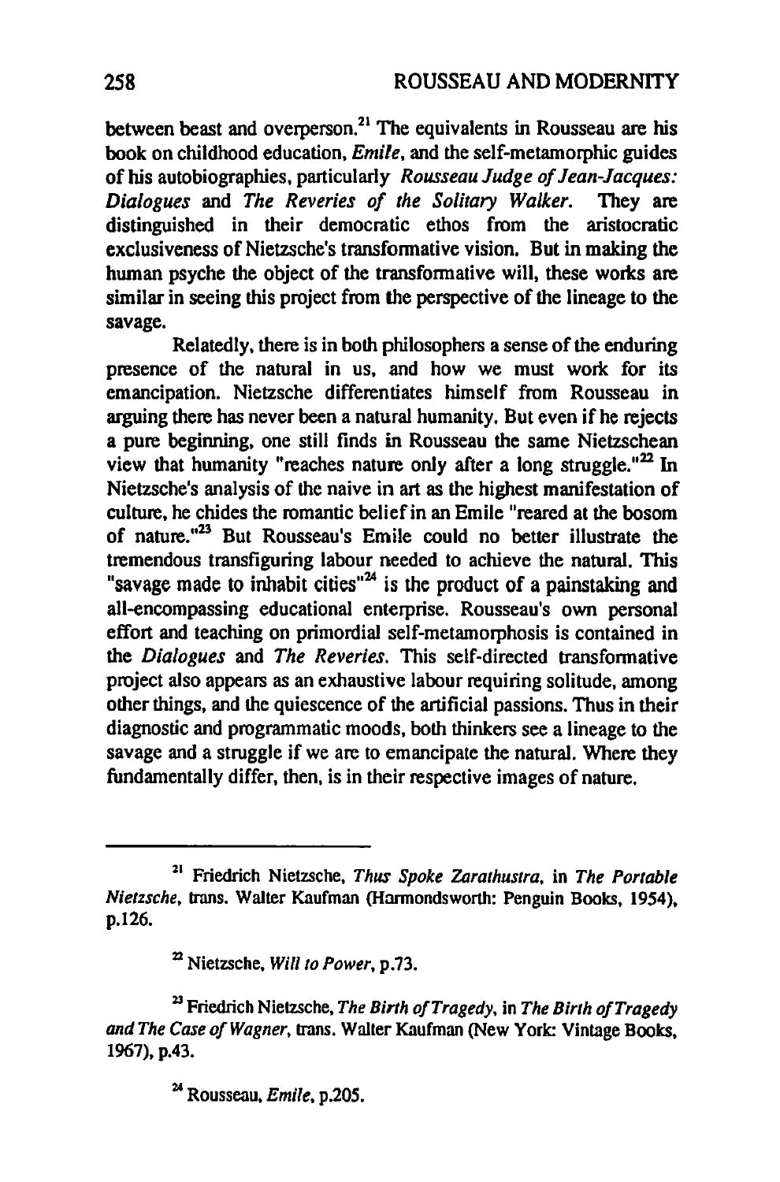between beast and overperson.[21] The equivalents in Rousseau are his book on childhood education, *Emile*, and the self-metamorphic guides of his autobiographies, particularly *Rousseau Judge of Jean-Jacques: Dialogues* and *The Reveries of the Solitary Walker*. They are distinguished in their democratic ethos from the aristocratic exclusiveness of Nietzsche's transformative vision. But in making the human psyche the object of the transformative will, these works are similar in seeing this project from the perspective of the lineage to the savage.

Relatedly, there is in both philosophers a sense of the enduring presence of the natural in us, and how we must work for its emancipation. Nietzsche differentiates himself from Rousseau in arguing there has never been a natural humanity. But even if he rejects a pure beginning, one still finds in Rousseau the same Nietzschean view that humanity "reaches nature only after a long struggle."[22] In Nietzsche's analysis of the naive in art as the highest manifestation of culture, he chides the romantic belief in an Emile "reared at the bosom of nature."[23] But Rousseau's Emile could no better illustrate the tremendous transfiguring labour needed to achieve the natural. This "savage made to inhabit cities"[24] is the product of a painstaking and all-encompassing educational enterprise. Rousseau's own personal effort and teaching on primordial self-metamorphosis is contained in the *Dialogues* and *The Reveries*. This self-directed transformative project also appears as an exhaustive labour requiring solitude, among other things, and the quiescence of the artificial passions. Thus in their diagnostic and programmatic moods, both thinkers see a lineage to the savage and a struggle if we are to emancipate the natural. Where they fundamentally differ, then, is in their respective images of nature.

---

[21] Friedrich Nietzsche, *Thus Spoke Zarathustra*, in *The Portable Nietzsche*, trans. Walter Kaufman (Harmondsworth: Penguin Books, 1954), p.126.

[22] Nietzsche, *Will to Power*, p.73.

[23] Friedrich Nietzsche, *The Birth of Tragedy*, in *The Birth of Tragedy and The Case of Wagner*, trans. Walter Kaufman (New York: Vintage Books, 1967), p.43.

[24] Rousseau, *Emile*, p.205.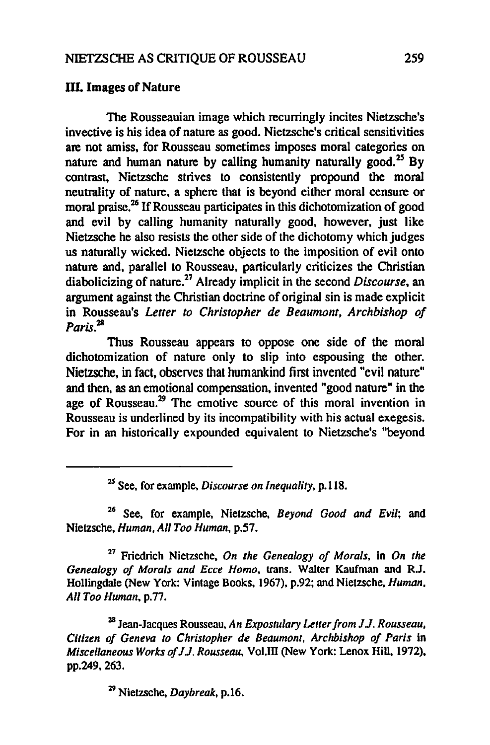## III. Images of Nature

The Rousseauian image which recurringly incites Nietzsche's invective is his idea of nature as good. Nietzsche's critical sensitivities are not amiss, for Rousseau sometimes imposes moral categories on nature and human nature by calling humanity naturally good.[25] By contrast, Nietzsche strives to consistently propound the moral neutrality of nature, a sphere that is beyond either moral censure or moral praise.[26] If Rousseau participates in this dichotomization of good and evil by calling humanity naturally good, however, just like Nietzsche he also resists the other side of the dichotomy which judges us naturally wicked. Nietzsche objects to the imposition of evil onto nature and, parallel to Rousseau, particularly criticizes the Christian diabolicizing of nature.[27] Already implicit in the second *Discourse*, an argument against the Christian doctrine of original sin is made explicit in Rousseau's *Letter to Christopher de Beaumont, Archbishop of Paris.*[28]

Thus Rousseau appears to oppose one side of the moral dichotomization of nature only to slip into espousing the other. Nietzsche, in fact, observes that humankind first invented "evil nature" and then, as an emotional compensation, invented "good nature" in the age of Rousseau.[29] The emotive source of this moral invention in Rousseau is underlined by its incompatibility with his actual exegesis. For in an historically expounded equivalent to Nietzsche's "beyond

---

[25] See, for example, *Discourse on Inequality*, p.118.

[26] See, for example, Nietzsche, *Beyond Good and Evil*; and Nietzsche, *Human, All Too Human*, p.57.

[27] Friedrich Nietzsche, *On the Genealogy of Morals*, in *On the Genealogy of Morals and Ecce Homo*, trans. Walter Kaufman and R.J. Hollingdale (New York: Vintage Books, 1967), p.92; and Nietzsche, *Human, All Too Human*, p.77.

[28] Jean-Jacques Rousseau, *An Expostulary Letter from J.J. Rousseau, Citizen of Geneva to Christopher de Beaumont, Archbishop of Paris* in *Miscellaneous Works of J.J. Rousseau*, Vol.III (New York: Lenox Hill, 1972), pp.249, 263.

[29] Nietzsche, *Daybreak*, p.16.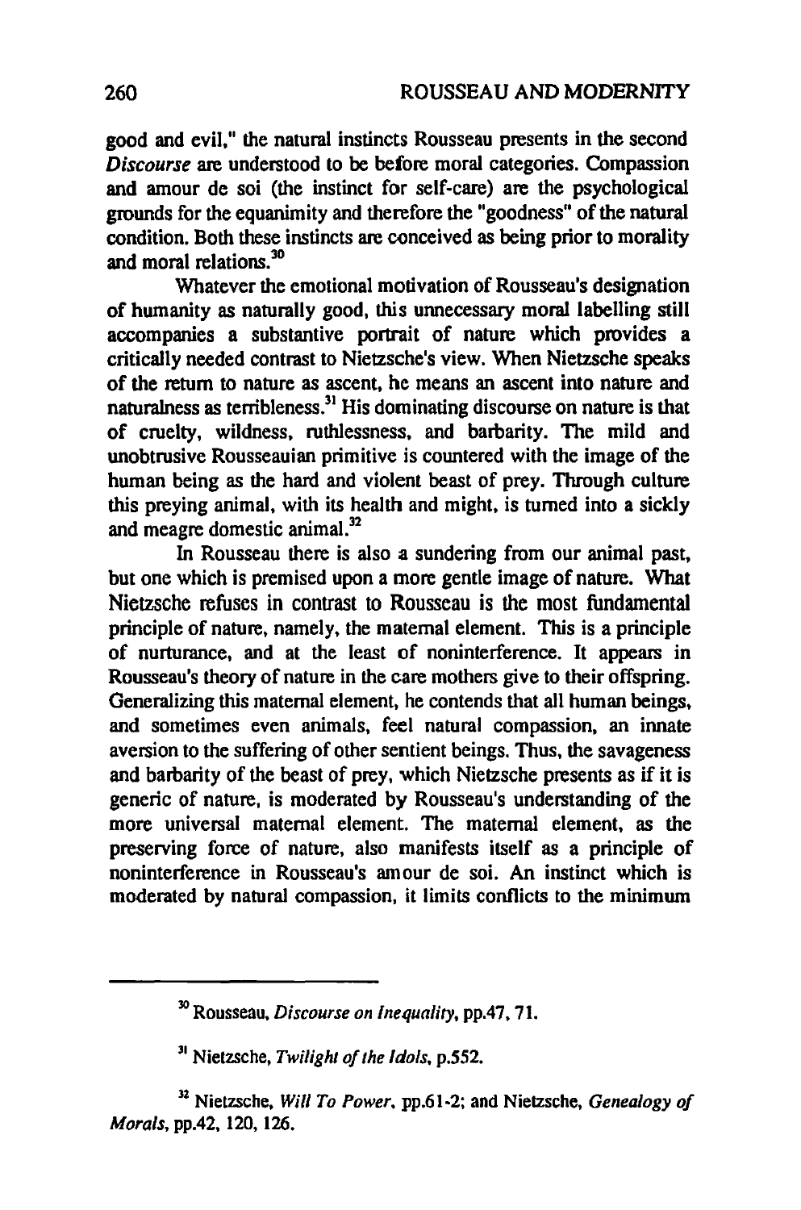good and evil," the natural instincts Rousseau presents in the second *Discourse* are understood to be before moral categories. Compassion and amour de soi (the instinct for self-care) are the psychological grounds for the equanimity and therefore the "goodness" of the natural condition. Both these instincts are conceived as being prior to morality and moral relations.[30]

Whatever the emotional motivation of Rousseau's designation of humanity as naturally good, this unnecessary moral labelling still accompanies a substantive portrait of nature which provides a critically needed contrast to Nietzsche's view. When Nietzsche speaks of the return to nature as ascent, he means an ascent into nature and naturalness as terribleness.[31] His dominating discourse on nature is that of cruelty, wildness, ruthlessness, and barbarity. The mild and unobtrusive Rousseauian primitive is countered with the image of the human being as the hard and violent beast of prey. Through culture this preying animal, with its health and might, is turned into a sickly and meagre domestic animal.[32]

In Rousseau there is also a sundering from our animal past, but one which is premised upon a more gentle image of nature. What Nietzsche refuses in contrast to Rousseau is the most fundamental principle of nature, namely, the maternal element. This is a principle of nurturance, and at the least of noninterference. It appears in Rousseau's theory of nature in the care mothers give to their offspring. Generalizing this maternal element, he contends that all human beings, and sometimes even animals, feel natural compassion, an innate aversion to the suffering of other sentient beings. Thus, the savageness and barbarity of the beast of prey, which Nietzsche presents as if it is generic of nature, is moderated by Rousseau's understanding of the more universal maternal element. The maternal element, as the preserving force of nature, also manifests itself as a principle of noninterference in Rousseau's amour de soi. An instinct which is moderated by natural compassion, it limits conflicts to the minimum

---

[30] Rousseau, *Discourse on Inequality*, pp.47, 71.

[31] Nietzsche, *Twilight of the Idols*, p.552.

[32] Nietzsche, *Will To Power*, pp.61-2; and Nietzsche, *Genealogy of Morals*, pp.42, 120, 126.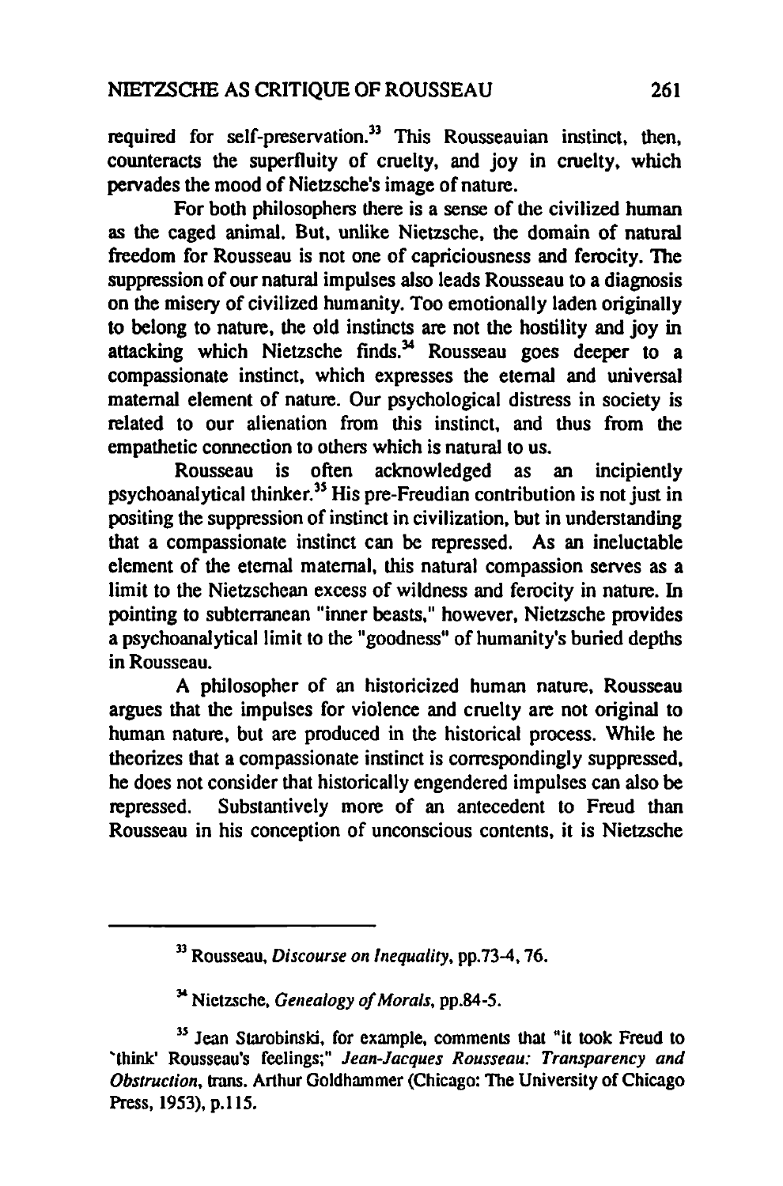required for self-preservation.[33] This Rousseauian instinct, then, counteracts the superfluity of cruelty, and joy in cruelty, which pervades the mood of Nietzsche's image of nature.

For both philosophers there is a sense of the civilized human as the caged animal. But, unlike Nietzsche, the domain of natural freedom for Rousseau is not one of capriciousness and ferocity. The suppression of our natural impulses also leads Rousseau to a diagnosis on the misery of civilized humanity. Too emotionally laden originally to belong to nature, the old instincts are not the hostility and joy in attacking which Nietzsche finds.[34] Rousseau goes deeper to a compassionate instinct, which expresses the eternal and universal maternal element of nature. Our psychological distress in society is related to our alienation from this instinct, and thus from the empathetic connection to others which is natural to us.

Rousseau is often acknowledged as an incipiently psychoanalytical thinker.[35] His pre-Freudian contribution is not just in positing the suppression of instinct in civilization, but in understanding that a compassionate instinct can be repressed. As an ineluctable element of the eternal maternal, this natural compassion serves as a limit to the Nietzschean excess of wildness and ferocity in nature. In pointing to subterranean "inner beasts," however, Nietzsche provides a psychoanalytical limit to the "goodness" of humanity's buried depths in Rousseau.

A philosopher of an historicized human nature, Rousseau argues that the impulses for violence and cruelty are not original to human nature, but are produced in the historical process. While he theorizes that a compassionate instinct is correspondingly suppressed, he does not consider that historically engendered impulses can also be repressed. Substantively more of an antecedent to Freud than Rousseau in his conception of unconscious contents, it is Nietzsche

---

[33] Rousseau, *Discourse on Inequality*, pp.73-4, 76.

[34] Nietzsche, *Genealogy of Morals*, pp.84-5.

[35] Jean Starobinski, for example, comments that "it took Freud to 'think' Rousseau's feelings;" *Jean-Jacques Rousseau: Transparency and Obstruction*, trans. Arthur Goldhammer (Chicago: The University of Chicago Press, 1953), p.115.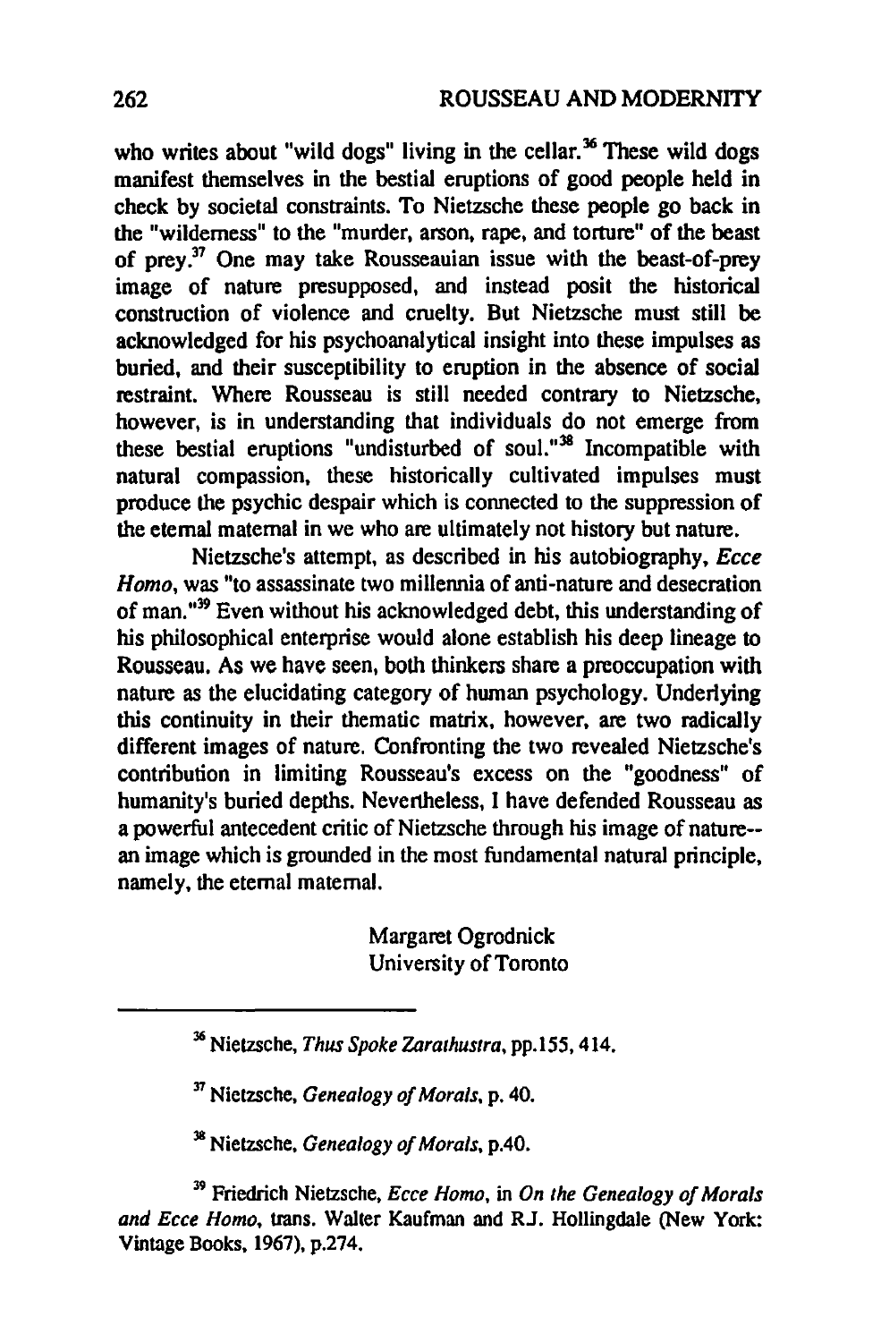who writes about "wild dogs" living in the cellar.[36] These wild dogs manifest themselves in the bestial eruptions of good people held in check by societal constraints. To Nietzsche these people go back in the "wilderness" to the "murder, arson, rape, and torture" of the beast of prey.[37] One may take Rousseauian issue with the beast-of-prey image of nature presupposed, and instead posit the historical construction of violence and cruelty. But Nietzsche must still be acknowledged for his psychoanalytical insight into these impulses as buried, and their susceptibility to eruption in the absence of social restraint. Where Rousseau is still needed contrary to Nietzsche, however, is in understanding that individuals do not emerge from these bestial eruptions "undisturbed of soul."[38] Incompatible with natural compassion, these historically cultivated impulses must produce the psychic despair which is connected to the suppression of the eternal maternal in we who are ultimately not history but nature.

Nietzsche's attempt, as described in his autobiography, *Ecce Homo*, was "to assassinate two millennia of anti-nature and desecration of man."[39] Even without his acknowledged debt, this understanding of his philosophical enterprise would alone establish his deep lineage to Rousseau. As we have seen, both thinkers share a preoccupation with nature as the elucidating category of human psychology. Underlying this continuity in their thematic matrix, however, are two radically different images of nature. Confronting the two revealed Nietzsche's contribution in limiting Rousseau's excess on the "goodness" of humanity's buried depths. Nevertheless, I have defended Rousseau as a powerful antecedent critic of Nietzsche through his image of nature--an image which is grounded in the most fundamental natural principle, namely, the eternal maternal.

Margaret Ogrodnick
University of Toronto

---

[36] Nietzsche, *Thus Spoke Zarathustra*, pp.155, 414.

[37] Nietzsche, *Genealogy of Morals*, p. 40.

[38] Nietzsche, *Genealogy of Morals*, p.40.

[39] Friedrich Nietzsche, *Ecce Homo*, in *On the Genealogy of Morals and Ecce Homo*, trans. Walter Kaufman and R.J. Hollingdale (New York: Vintage Books, 1967), p.274.